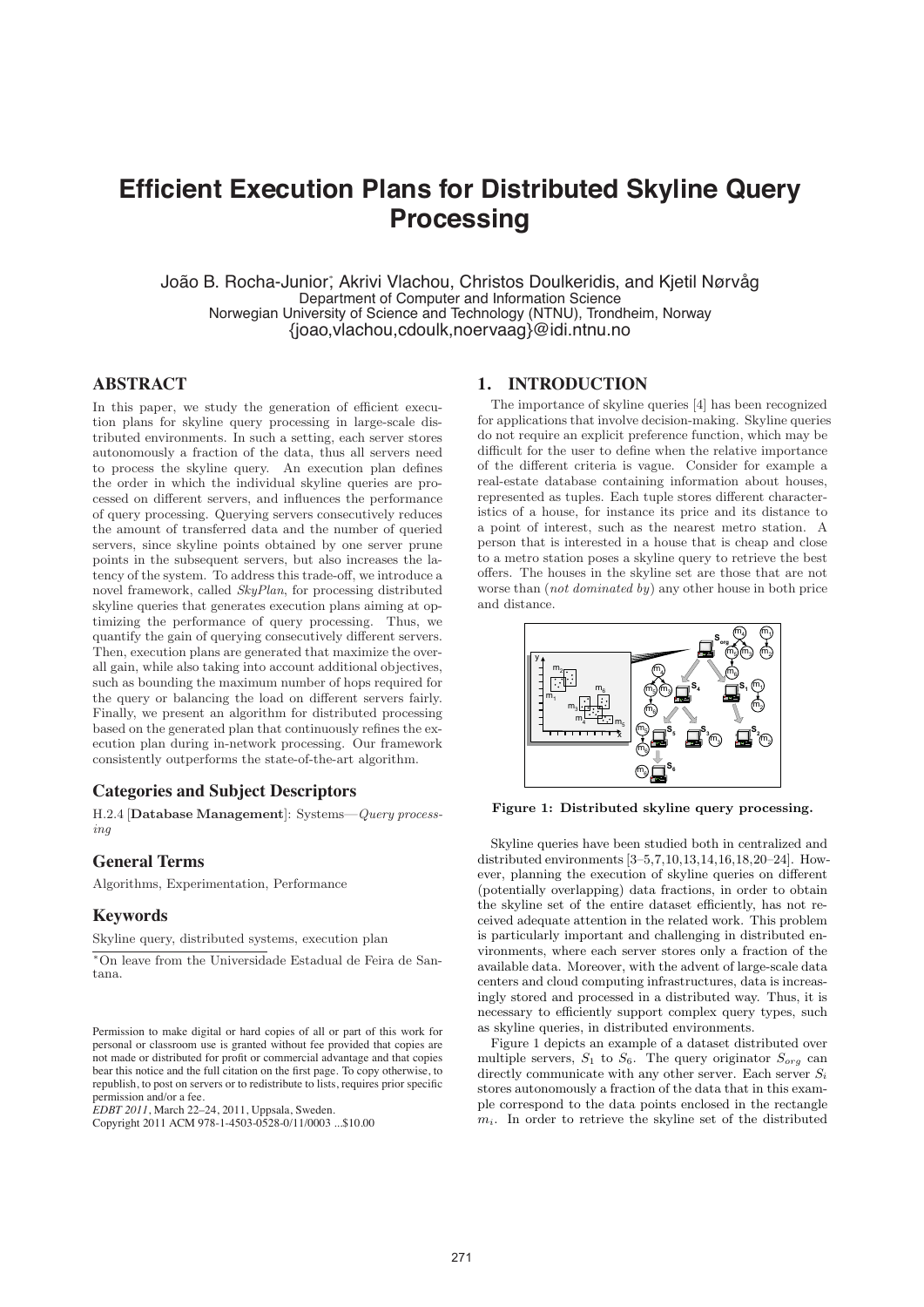# Efficient Execution Plans for Distributed Skyline Query Processing

João B. Rocha-Junior*, Akrivi Vlachou, Christos Doulkeridis, and Kjetil Nørvåg
Department of Computer and Information Science
Norwegian University of Science and Technology (NTNU), Trondheim, Norway
{joao,vlachou,cdoulk,noervaag}@idi.ntnu.no

## ABSTRACT

In this paper, we study the generation of efficient execution plans for skyline query processing in large-scale distributed environments. In such a setting, each server stores autonomously a fraction of the data, thus all servers need to process the skyline query. An execution plan defines the order in which the individual skyline queries are processed on different servers, and influences the performance of query processing. Querying servers consecutively reduces the amount of transferred data and the number of queried servers, since skyline points obtained by one server prune points in the subsequent servers, but also increases the latency of the system. To address this trade-off, we introduce a novel framework, called *SkyPlan*, for processing distributed skyline queries that generates execution plans aiming at optimizing the performance of query processing. Thus, we quantify the gain of querying consecutively different servers. Then, execution plans are generated that maximize the overall gain, while also taking into account additional objectives, such as bounding the maximum number of hops required for the query or balancing the load on different servers fairly. Finally, we present an algorithm for distributed processing based on the generated plan that continuously refines the execution plan during in-network processing. Our framework consistently outperforms the state-of-the-art algorithm.

### Categories and Subject Descriptors

H.2.4 [**Database Management**]: Systems—*Query processing*

### General Terms

Algorithms, Experimentation, Performance

### Keywords

Skyline query, distributed systems, execution plan

*On leave from the Universidade Estadual de Feira de Santana.

Permission to make digital or hard copies of all or part of this work for personal or classroom use is granted without fee provided that copies are not made or distributed for profit or commercial advantage and that copies bear this notice and the full citation on the first page. To copy otherwise, to republish, to post on servers or to redistribute to lists, requires prior specific permission and/or a fee.
*EDBT 2011*, March 22–24, 2011, Uppsala, Sweden.
Copyright 2011 ACM 978-1-4503-0528-0/11/0003 ...$10.00

## 1. INTRODUCTION

The importance of skyline queries [4] has been recognized for applications that involve decision-making. Skyline queries do not require an explicit preference function, which may be difficult for the user to define when the relative importance of the different criteria is vague. Consider for example a real-estate database containing information about houses, represented as tuples. Each tuple stores different characteristics of a house, for instance its price and its distance to a point of interest, such as the nearest metro station. A person that is interested in a house that is cheap and close to a metro station poses a skyline query to retrieve the best offers. The houses in the skyline set are those that are not worse than (*not dominated by*) any other house in both price and distance.

**Figure 1: Distributed skyline query processing.**

Skyline queries have been studied both in centralized and distributed environments [3–5,7,10,13,14,16,18,20–24]. However, planning the execution of skyline queries on different (potentially overlapping) data fractions, in order to obtain the skyline set of the entire dataset efficiently, has not received adequate attention in the related work. This problem is particularly important and challenging in distributed environments, where each server stores only a fraction of the available data. Moreover, with the advent of large-scale data centers and cloud computing infrastructures, data is increasingly stored and processed in a distributed way. Thus, it is necessary to efficiently support complex query types, such as skyline queries, in distributed environments.

Figure 1 depicts an example of a dataset distributed over multiple servers, $S_1$ to $S_6$. The query originator $S_{org}$ can directly communicate with any other server. Each server $S_i$ stores autonomously a fraction of the data that in this example correspond to the data points enclosed in the rectangle $m_i$. In order to retrieve the skyline set of the distributed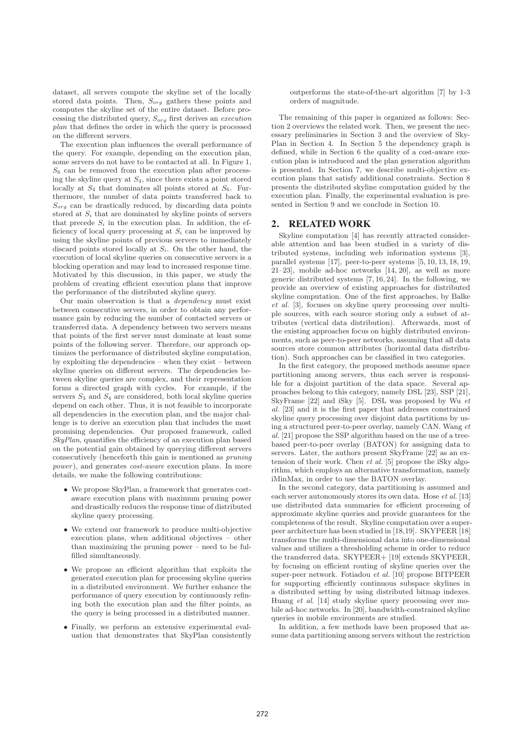dataset, all servers compute the skyline set of the locally stored data points. Then, $S_{org}$ gathers these points and computes the skyline set of the entire dataset. Before processing the distributed query, $S_{org}$ first derives an *execution plan* that defines the order in which the query is processed on the different servers.

The execution plan influences the overall performance of the query. For example, depending on the execution plan, some servers do not have to be contacted at all. In Figure 1, $S_6$ can be removed from the execution plan after processing the skyline query at $S_4$, since there exists a point stored locally at $S_4$ that dominates all points stored at $S_6$. Furthermore, the number of data points transferred back to $S_{org}$ can be drastically reduced, by discarding data points stored at $S_i$ that are dominated by skyline points of servers that precede $S_i$ in the execution plan. In addition, the efficiency of local query processing at $S_i$ can be improved by using the skyline points of previous servers to immediately discard points stored locally at $S_i$. On the other hand, the execution of local skyline queries on consecutive servers is a blocking operation and may lead to increased response time. Motivated by this discussion, in this paper, we study the problem of creating efficient execution plans that improve the performance of the distributed skyline query.

Our main observation is that a *dependency* must exist between consecutive servers, in order to obtain any performance gain by reducing the number of contacted servers or transferred data. A dependency between two servers means that points of the first server must dominate at least some points of the following server. Therefore, our approach optimizes the performance of distributed skyline computation, by exploiting the dependencies – when they exist – between skyline queries on different servers. The dependencies between skyline queries are complex, and their representation forms a directed graph with cycles. For example, if the servers $S_3$ and $S_4$ are considered, both local skyline queries depend on each other. Thus, it is not feasible to incorporate all dependencies in the execution plan, and the major challenge is to derive an execution plan that includes the most promising dependencies. Our proposed framework, called *SkyPlan*, quantifies the efficiency of an execution plan based on the potential gain obtained by querying different servers consecutively (henceforth this gain is mentioned as *pruning power*), and generates *cost-aware* execution plans. In more details, we make the following contributions:

- We propose SkyPlan, a framework that generates cost-aware execution plans with maximum pruning power and drastically reduces the response time of distributed skyline query processing.
- We extend our framework to produce multi-objective execution plans, when additional objectives – other than maximizing the pruning power – need to be fulfilled simultaneously.
- We propose an efficient algorithm that exploits the generated execution plan for processing skyline queries in a distributed environment. We further enhance the performance of query execution by continuously refining both the execution plan and the filter points, as the query is being processed in a distributed manner.
- Finally, we perform an extensive experimental evaluation that demonstrates that SkyPlan consistently outperforms the state-of-the-art algorithm [7] by 1-3 orders of magnitude.

The remaining of this paper is organized as follows: Section 2 overviews the related work. Then, we present the necessary preliminaries in Section 3 and the overview of SkyPlan in Section 4. In Section 5 the dependency graph is defined, while in Section 6 the quality of a cost-aware execution plan is introduced and the plan generation algorithm is presented. In Section 7, we describe multi-objective execution plans that satisfy additional constraints. Section 8 presents the distributed skyline computation guided by the execution plan. Finally, the experimental evaluation is presented in Section 9 and we conclude in Section 10.

## 2. RELATED WORK

Skyline computation [4] has recently attracted considerable attention and has been studied in a variety of distributed systems, including web information systems [3], parallel systems [17], peer-to-peer systems [5, 10, 13, 18, 19, 21–23], mobile ad-hoc networks [14, 20], as well as more generic distributed systems [7, 16, 24]. In the following, we provide an overview of existing approaches for distributed skyline computation. One of the first approaches, by Balke *et al.* [3], focuses on skyline query processing over multiple sources, with each source storing only a subset of attributes (vertical data distribution). Afterwards, most of the existing approaches focus on highly distributed environments, such as peer-to-peer networks, assuming that all data sources store common attributes (horizontal data distribution). Such approaches can be classified in two categories.

In the first category, the proposed methods assume space partitioning among servers, thus each server is responsible for a disjoint partition of the data space. Several approaches belong to this category, namely DSL [23], SSP [21], SkyFrame [22] and iSky [5]. DSL was proposed by Wu *et al.* [23] and it is the first paper that addresses constrained skyline query processing over disjoint data partitions by using a structured peer-to-peer overlay, namely CAN. Wang *et al.* [21] propose the SSP algorithm based on the use of a tree-based peer-to-peer overlay (BATON) for assigning data to servers. Later, the authors present SkyFrame [22] as an extension of their work. Chen *et al.* [5] propose the iSky algorithm, which employs an alternative transformation, namely iMinMax, in order to use the BATON overlay.

In the second category, data partitioning is assumed and each server autonomously stores its own data. Hose *et al.* [13] use distributed data summaries for efficient processing of approximate skyline queries and provide guarantees for the completeness of the result. Skyline computation over a superpeer architecture has been studied in [18,19]. SKYPEER [18] transforms the multi-dimensional data into one-dimensional values and utilizes a thresholding scheme in order to reduce the transferred data. SKYPEER+ [19] extends SKYPEER, by focusing on efficient routing of skyline queries over the super-peer network. Fotiadou *et al.* [10] propose BITPEER for supporting efficiently continuous subspace skylines in a distributed setting by using distributed bitmap indexes. Huang *et al.* [14] study skyline query processing over mobile ad-hoc networks. In [20], bandwidth-constrained skyline queries in mobile environments are studied.

In addition, a few methods have been proposed that assume data partitioning among servers without the restriction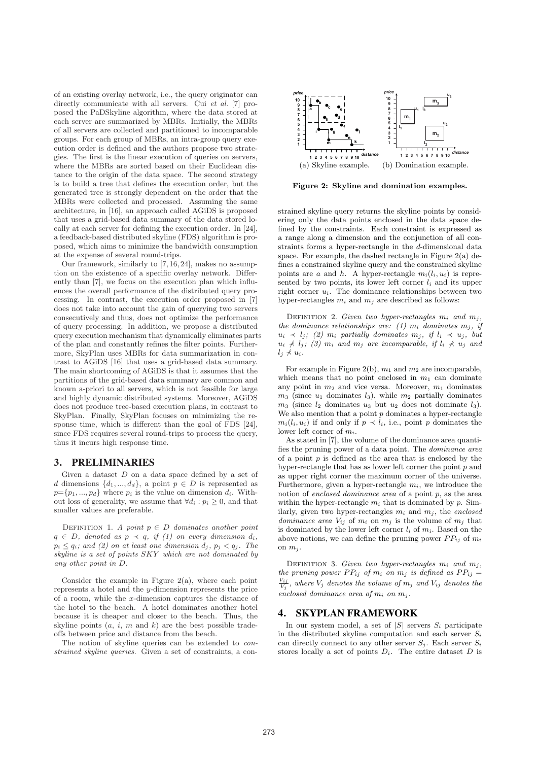of an existing overlay network, i.e., the query originator can directly communicate with all servers. Cui *et al.* [7] proposed the PaDSkyline algorithm, where the data stored at each server are summarized by MBRs. Initially, the MBRs of all servers are collected and partitioned to incomparable groups. For each group of MBRs, an intra-group query execution order is defined and the authors propose two strategies. The first is the linear execution of queries on servers, where the MBRs are sorted based on their Euclidean distance to the origin of the data space. The second strategy is to build a tree that defines the execution order, but the generated tree is strongly dependent on the order that the MBRs were collected and processed. Assuming the same architecture, in [16], an approach called AGiDS is proposed that uses a grid-based data summary of the data stored locally at each server for defining the execution order. In [24], a feedback-based distributed skyline (FDS) algorithm is proposed, which aims to minimize the bandwidth consumption at the expense of several round-trips.

Our framework, similarly to [7, 16, 24], makes no assumption on the existence of a specific overlay network. Differently than [7], we focus on the execution plan which influences the overall performance of the distributed query processing. In contrast, the execution order proposed in [7] does not take into account the gain of querying two servers consecutively and thus, does not optimize the performance of query processing. In addition, we propose a distributed query execution mechanism that dynamically eliminates parts of the plan and constantly refines the filter points. Furthermore, SkyPlan uses MBRs for data summarization in contrast to AGiDS [16] that uses a grid-based data summary. The main shortcoming of AGiDS is that it assumes that the partitions of the grid-based data summary are common and known a-priori to all servers, which is not feasible for large and highly dynamic distributed systems. Moreover, AGiDS does not produce tree-based execution plans, in contrast to SkyPlan. Finally, SkyPlan focuses on minimizing the response time, which is different than the goal of FDS [24], since FDS requires several round-trips to process the query, thus it incurs high response time.

## 3. PRELIMINARIES

Given a dataset $D$ on a data space defined by a set of $d$ dimensions $\{d_1, ..., d_d\}$, a point $p \in D$ is represented as $p=\{p_1, ..., p_d\}$ where $p_i$ is the value on dimension $d_i$. Without loss of generality, we assume that $\forall d_i : p_i \geq 0$, and that smaller values are preferable.

DEFINITION 1. *A point $p \in D$ dominates another point $q \in D$, denoted as $p \prec q$, if (1) on every dimension $d_i$, $p_i \leq q_i$; and (2) on at least one dimension $d_j$, $p_j < q_j$. The skyline is a set of points $SKY$ which are not dominated by any other point in $D$.*

Consider the example in Figure 2(a), where each point represents a hotel and the $y$-dimension represents the price of a room, while the $x$-dimension captures the distance of the hotel to the beach. A hotel dominates another hotel because it is cheaper and closer to the beach. Thus, the skyline points ($a$, $i$, $m$ and $k$) are the best possible tradeoffs between price and distance from the beach.

The notion of skyline queries can be extended to *constrained skyline queries*. Given a set of constraints, a constrained skyline query returns the skyline points by considering only the data points enclosed in the data space defined by the constraints. Each constraint is expressed as a range along a dimension and the conjunction of all constraints forms a hyper-rectangle in the $d$-dimensional data space. For example, the dashed rectangle in Figure 2(a) defines a constrained skyline query and the constrained skyline points are $a$ and $h$. A hyper-rectangle $m_i(l_i, u_i)$ is represented by two points, its lower left corner $l_i$ and its upper right corner $u_i$. The dominance relationships between two hyper-rectangles $m_i$ and $m_j$ are described as follows:

(a) Skyline example. (b) Domination example.

**Figure 2: Skyline and domination examples.**

DEFINITION 2. *Given two hyper-rectangles $m_i$ and $m_j$, the dominance relationships are: (1) $m_i$ dominates $m_j$, if $u_i \prec l_j$; (2) $m_i$ partially dominates $m_j$, if $l_i \prec u_j$, but $u_i \not\prec l_j$; (3) $m_i$ and $m_j$ are incomparable, if $l_i \not\prec u_j$ and $l_j \not\prec u_i$.*

For example in Figure 2(b), $m_1$ and $m_2$ are incomparable, which means that no point enclosed in $m_1$ can dominate any point in $m_2$ and vice versa. Moreover, $m_1$ dominates $m_3$ (since $u_1$ dominates $l_3$), while $m_2$ partially dominates $m_3$ (since $l_2$ dominates $u_3$ but $u_2$ does not dominate $l_3$). We also mention that a point $p$ dominates a hyper-rectangle $m_i(l_i, u_i)$ if and only if $p \prec l_i$, i.e., point $p$ dominates the lower left corner of $m_i$.

As stated in [7], the volume of the dominance area quantifies the pruning power of a data point. The *dominance area* of a point $p$ is defined as the area that is enclosed by the hyper-rectangle that has as lower left corner the point $p$ and as upper right corner the maximum corner of the universe. Furthermore, given a hyper-rectangle $m_i$, we introduce the notion of *enclosed dominance area* of a point $p$, as the area within the hyper-rectangle $m_i$ that is dominated by $p$. Similarly, given two hyper-rectangles $m_i$ and $m_j$, the *enclosed dominance area* $V_{ij}$ of $m_i$ on $m_j$ is the volume of $m_j$ that is dominated by the lower left corner $l_i$ of $m_i$. Based on the above notions, we can define the pruning power $PP_{ij}$ of $m_i$ on $m_j$.

DEFINITION 3. *Given two hyper-rectangles $m_i$ and $m_j$, the pruning power $PP_{ij}$ of $m_i$ on $m_j$ is defined as $PP_{ij} = \frac{V_{ij}}{V_j}$, where $V_j$ denotes the volume of $m_j$ and $V_{ij}$ denotes the enclosed dominance area of $m_i$ on $m_j$.*

## 4. SKYPLAN FRAMEWORK

In our system model, a set of $|S|$ servers $S_i$ participate in the distributed skyline computation and each server $S_i$ can directly connect to any other server $S_j$. Each server $S_i$ stores locally a set of points $D_i$. The entire dataset $D$ is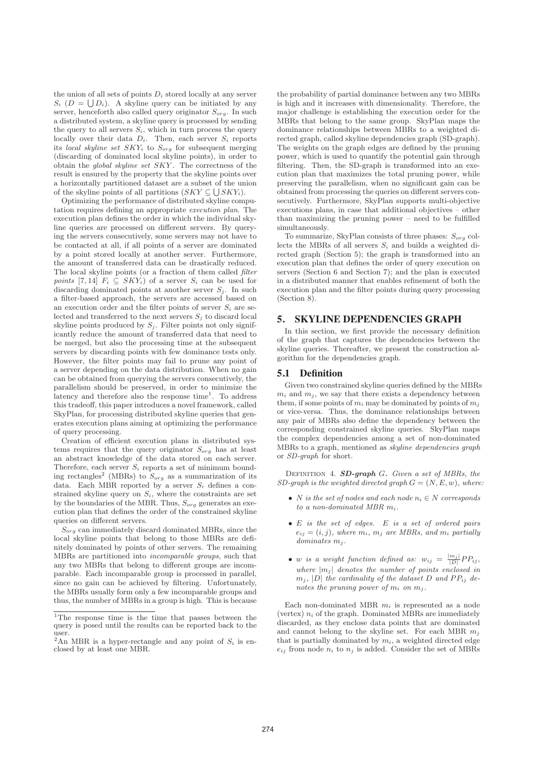the union of all sets of points $D_i$ stored locally at any server $S_i$ ($D = \bigcup D_i$). A skyline query can be initiated by any server, henceforth also called query originator $S_{org}$. In such a distributed system, a skyline query is processed by sending the query to all servers $S_i$, which in turn process the query locally over their data $D_i$. Then, each server $S_i$ reports its *local skyline set* $SKY_i$ to $S_{org}$ for subsequent merging (discarding of dominated local skyline points), in order to obtain the *global skyline set* $SKY$. The correctness of the result is ensured by the property that the skyline points over a horizontally partitioned dataset are a subset of the union of the skyline points of all partitions ($SKY \subseteq \bigcup SKY_i$).

Optimizing the performance of distributed skyline computation requires defining an appropriate *execution plan*. The execution plan defines the order in which the individual skyline queries are processed on different servers. By querying the servers consecutively, some servers may not have to be contacted at all, if all points of a server are dominated by a point stored locally at another server. Furthermore, the amount of transferred data can be drastically reduced. The local skyline points (or a fraction of them called *filter points* [7, 14] $F_i \subseteq SKY_i$) of a server $S_i$ can be used for discarding dominated points at another server $S_j$. In such a filter-based approach, the servers are accessed based on an execution order and the filter points of server $S_i$ are selected and transferred to the next servers $S_j$ to discard local skyline points produced by $S_j$. Filter points not only significantly reduce the amount of transferred data that need to be merged, but also the processing time at the subsequent servers by discarding points with few dominance tests only. However, the filter points may fail to prune any point of a server depending on the data distribution. When no gain can be obtained from querying the servers consecutively, the parallelism should be preserved, in order to minimize the latency and therefore also the response time[1]. To address this tradeoff, this paper introduces a novel framework, called SkyPlan, for processing distributed skyline queries that generates execution plans aiming at optimizing the performance of query processing.

Creation of efficient execution plans in distributed systems requires that the query originator $S_{org}$ has at least an abstract knowledge of the data stored on each server. Therefore, each server $S_i$ reports a set of minimum bounding rectangles[2] (MBRs) to $S_{org}$ as a summarization of its data. Each MBR reported by a server $S_i$ defines a constrained skyline query on $S_i$, where the constraints are set by the boundaries of the MBR. Thus, $S_{org}$ generates an execution plan that defines the order of the constrained skyline queries on different servers.

$S_{org}$ can immediately discard dominated MBRs, since the local skyline points that belong to those MBRs are definitely dominated by points of other servers. The remaining MBRs are partitioned into *incomparable groups*, such that any two MBRs that belong to different groups are incomparable. Each incomparable group is processed in parallel, since no gain can be achieved by filtering. Unfortunately, the MBRs usually form only a few incomparable groups and thus, the number of MBRs in a group is high. This is because the probability of partial dominance between any two MBRs is high and it increases with dimensionality. Therefore, the major challenge is establishing the execution order for the MBRs that belong to the same group. SkyPlan maps the dominance relationships between MBRs to a weighted directed graph, called skyline dependencies graph (SD-graph). The weights on the graph edges are defined by the pruning power, which is used to quantify the potential gain through filtering. Then, the SD-graph is transformed into an execution plan that maximizes the total pruning power, while preserving the parallelism, when no significant gain can be obtained from processing the queries on different servers consecutively. Furthermore, SkyPlan supports multi-objective executions plans, in case that additional objectives – other than maximizing the pruning power – need to be fulfilled simultaneously.

To summarize, SkyPlan consists of three phases: $S_{org}$ collects the MBRs of all servers $S_i$ and builds a weighted directed graph (Section 5); the graph is transformed into an execution plan that defines the order of query execution on servers (Section 6 and Section 7); and the plan is executed in a distributed manner that enables refinement of both the execution plan and the filter points during query processing (Section 8).

[1]The response time is the time that passes between the query is posed until the results can be reported back to the user.

[2]An MBR is a hyper-rectangle and any point of $S_i$ is enclosed by at least one MBR.

## 5. SKYLINE DEPENDENCIES GRAPH

In this section, we first provide the necessary definition of the graph that captures the dependencies between the skyline queries. Thereafter, we present the construction algorithm for the dependencies graph.

### 5.1 Definition

Given two constrained skyline queries defined by the MBRs $m_i$ and $m_j$, we say that there exists a dependency between them, if some points of $m_i$ may be dominated by points of $m_j$ or vice-versa. Thus, the dominance relationships between any pair of MBRs also define the dependency between the corresponding constrained skyline queries. SkyPlan maps the complex dependencies among a set of non-dominated MBRs to a graph, mentioned as *skyline dependencies graph* or *SD-graph* for short.

Definition 4. ***SD-graph*** $G$**.** *Given a set of MBRs, the SD-graph is the weighted directed graph* $G = (N, E, w)$*, where:*

- *$N$ is the set of nodes and each node $n_i \in N$ corresponds to a non-dominated MBR $m_i$.*
- *$E$ is the set of edges. $E$ is a set of ordered pairs $e_{ij} = (i, j)$, where $m_i$, $m_j$ are MBRs, and $m_i$ partially dominates $m_j$.*
- *$w$ is a weight function defined as: $w_{ij} = \frac{|m_j|}{|D|} PP_{ij}$, where $|m_j|$ denotes the number of points enclosed in $m_j$, $|D|$ the cardinality of the dataset $D$ and $PP_{ij}$ denotes the pruning power of $m_i$ on $m_j$.*

Each non-dominated MBR $m_i$ is represented as a node (vertex) $n_i$ of the graph. Dominated MBRs are immediately discarded, as they enclose data points that are dominated and cannot belong to the skyline set. For each MBR $m_j$ that is partially dominated by $m_i$, a weighted directed edge $e_{ij}$ from node $n_i$ to $n_j$ is added. Consider the set of MBRs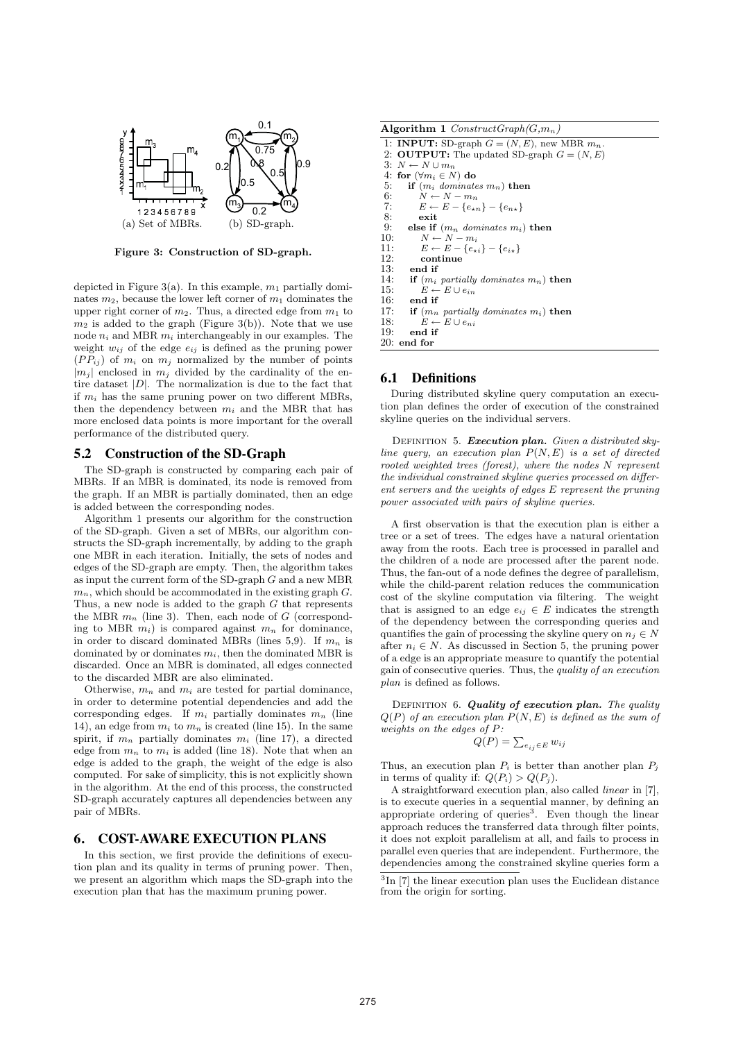(a) Set of MBRs. (b) SD-graph.

**Figure 3: Construction of SD-graph.**

depicted in Figure 3(a). In this example, $m_1$ partially dominates $m_2$, because the lower left corner of $m_1$ dominates the upper right corner of $m_2$. Thus, a directed edge from $m_1$ to $m_2$ is added to the graph (Figure 3(b)). Note that we use node $n_i$ and MBR $m_i$ interchangeably in our examples. The weight $w_{ij}$ of the edge $e_{ij}$ is defined as the pruning power $(PP_{ij})$ of $m_i$ on $m_j$ normalized by the number of points $|m_j|$ enclosed in $m_j$ divided by the cardinality of the entire dataset $|D|$. The normalization is due to the fact that if $m_i$ has the same pruning power on two different MBRs, then the dependency between $m_i$ and the MBR that has more enclosed data points is more important for the overall performance of the distributed query.

## 5.2 Construction of the SD-Graph

The SD-graph is constructed by comparing each pair of MBRs. If an MBR is dominated, its node is removed from the graph. If an MBR is partially dominated, then an edge is added between the corresponding nodes.

Algorithm 1 presents our algorithm for the construction of the SD-graph. Given a set of MBRs, our algorithm constructs the SD-graph incrementally, by adding to the graph one MBR in each iteration. Initially, the sets of nodes and edges of the SD-graph are empty. Then, the algorithm takes as input the current form of the SD-graph $G$ and a new MBR $m_n$, which should be accommodated in the existing graph $G$. Thus, a new node is added to the graph $G$ that represents the MBR $m_n$ (line 3). Then, each node of $G$ (corresponding to MBR $m_i$) is compared against $m_n$ for dominance, in order to discard dominated MBRs (lines 5,9). If $m_n$ is dominated by or dominates $m_i$, then the dominated MBR is discarded. Once an MBR is dominated, all edges connected to the discarded MBR are also eliminated.

Otherwise, $m_n$ and $m_i$ are tested for partial dominance, in order to determine potential dependencies and add the corresponding edges. If $m_i$ partially dominates $m_n$ (line 14), an edge from $m_i$ to $m_n$ is created (line 15). In the same spirit, if $m_n$ partially dominates $m_i$ (line 17), a directed edge from $m_n$ to $m_i$ is added (line 18). Note that when an edge is added to the graph, the weight of the edge is also computed. For sake of simplicity, this is not explicitly shown in the algorithm. At the end of this process, the constructed SD-graph accurately captures all dependencies between any pair of MBRs.

**Algorithm 1** *ConstructGraph(G,$m_n$)*

```
1: INPUT: SD-graph G = (N, E), new MBR m_n.
2: OUTPUT: The updated SD-graph G = (N, E)
3: N ← N ∪ m_n
4: for (∀m_i ∈ N) do
5:    if (m_i dominates m_n) then
6:       N ← N − m_n
7:       E ← E − {e_⋆n} − {e_n⋆}
8:       exit
9:    else if (m_n dominates m_i) then
10:      N ← N − m_i
11:      E ← E − {e_⋆i} − {e_i⋆}
12:      continue
13:   end if
14:   if (m_i partially dominates m_n) then
15:      E ← E ∪ e_in
16:   end if
17:   if (m_n partially dominates m_i) then
18:      E ← E ∪ e_ni
19:   end if
20: end for
```

# 6. COST-AWARE EXECUTION PLANS

In this section, we first provide the definitions of execution plan and its quality in terms of pruning power. Then, we present an algorithm which maps the SD-graph into the execution plan that has the maximum pruning power.

## 6.1 Definitions

During distributed skyline query computation an execution plan defines the order of execution of the constrained skyline queries on the individual servers.

Definition 5. ***Execution plan.*** *Given a distributed skyline query, an execution plan $P(N, E)$ is a set of directed rooted weighted trees (forest), where the nodes $N$ represent the individual constrained skyline queries processed on different servers and the weights of edges $E$ represent the pruning power associated with pairs of skyline queries.*

A first observation is that the execution plan is either a tree or a set of trees. The edges have a natural orientation away from the roots. Each tree is processed in parallel and the children of a node are processed after the parent node. Thus, the fan-out of a node defines the degree of parallelism, while the child-parent relation reduces the communication cost of the skyline computation via filtering. The weight that is assigned to an edge $e_{ij} \in E$ indicates the strength of the dependency between the corresponding queries and quantifies the gain of processing the skyline query on $n_j \in N$ after $n_i \in N$. As discussed in Section 5, the pruning power of a edge is an appropriate measure to quantify the potential gain of consecutive queries. Thus, the *quality of an execution plan* is defined as follows.

Definition 6. ***Quality of execution plan.*** *The quality $Q(P)$ of an execution plan $P(N, E)$ is defined as the sum of weights on the edges of $P$:*

$$Q(P) = \sum_{e_{ij} \in E} w_{ij}$$

Thus, an execution plan $P_i$ is better than another plan $P_j$ in terms of quality if: $Q(P_i) > Q(P_j)$.

A straightforward execution plan, also called *linear* in [7], is to execute queries in a sequential manner, by defining an appropriate ordering of queries[3]. Even though the linear approach reduces the transferred data through filter points, it does not exploit parallelism at all, and fails to process in parallel even queries that are independent. Furthermore, the dependencies among the constrained skyline queries form a

[3] In [7] the linear execution plan uses the Euclidean distance from the origin for sorting.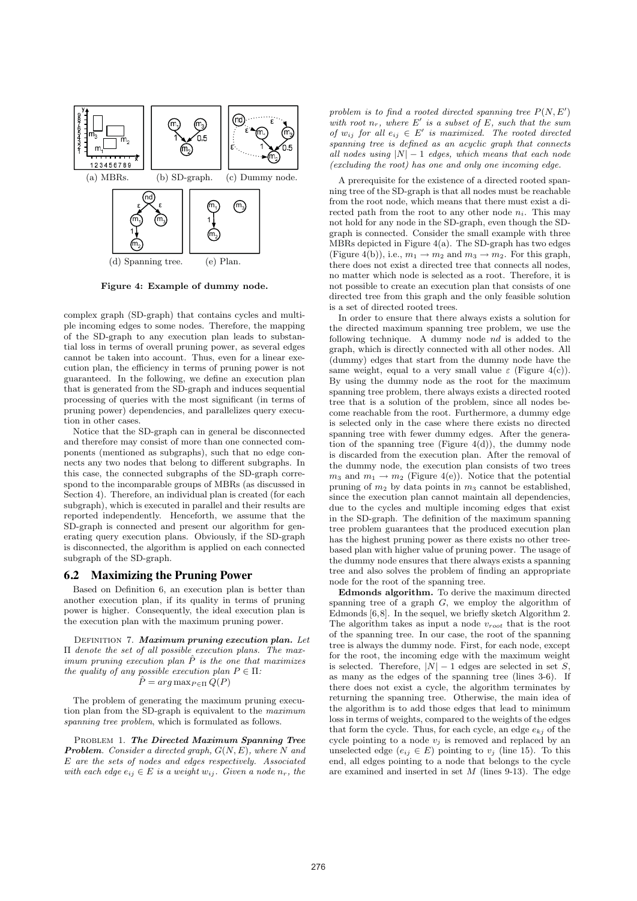(a) MBRs. (b) SD-graph. (c) Dummy node.

(d) Spanning tree. (e) Plan.

**Figure 4: Example of dummy node.**

complex graph (SD-graph) that contains cycles and multiple incoming edges to some nodes. Therefore, the mapping of the SD-graph to any execution plan leads to substantial loss in terms of overall pruning power, as several edges cannot be taken into account. Thus, even for a linear execution plan, the efficiency in terms of pruning power is not guaranteed. In the following, we define an execution plan that is generated from the SD-graph and induces sequential processing of queries with the most significant (in terms of pruning power) dependencies, and parallelizes query execution in other cases.

Notice that the SD-graph can in general be disconnected and therefore may consist of more than one connected components (mentioned as subgraphs), such that no edge connects any two nodes that belong to different subgraphs. In this case, the connected subgraphs of the SD-graph correspond to the incomparable groups of MBRs (as discussed in Section 4). Therefore, an individual plan is created (for each subgraph), which is executed in parallel and their results are reported independently. Henceforth, we assume that the SD-graph is connected and present our algorithm for generating query execution plans. Obviously, if the SD-graph is disconnected, the algorithm is applied on each connected subgraph of the SD-graph.

## 6.2 Maximizing the Pruning Power

Based on Definition 6, an execution plan is better than another execution plan, if its quality in terms of pruning power is higher. Consequently, the ideal execution plan is the execution plan with the maximum pruning power.

Definition 7. ***Maximum pruning execution plan.*** *Let $\Pi$ denote the set of all possible execution plans. The maximum pruning execution plan $\hat{P}$ is the one that maximizes the quality of any possible execution plan $P \in \Pi$:*

$$\hat{P} = arg\max_{P \in \Pi} Q(P)$$

The problem of generating the maximum pruning execution plan from the SD-graph is equivalent to the *maximum spanning tree problem*, which is formulated as follows.

Problem 1. ***The Directed Maximum Spanning Tree Problem****. Consider a directed graph, $G(N, E)$, where $N$ and $E$ are the sets of nodes and edges respectively. Associated with each edge $e_{ij} \in E$ is a weight $w_{ij}$. Given a node $n_r$, the problem is to find a rooted directed spanning tree $P(N, E')$ with root $n_r$, where $E'$ is a subset of $E$, such that the sum of $w_{ij}$ for all $e_{ij} \in E'$ is maximized. The rooted directed spanning tree is defined as an acyclic graph that connects all nodes using $|N| - 1$ edges, which means that each node (excluding the root) has one and only one incoming edge.*

A prerequisite for the existence of a directed rooted spanning tree of the SD-graph is that all nodes must be reachable from the root node, which means that there must exist a directed path from the root to any other node $n_i$. This may not hold for any node in the SD-graph, even though the SD-graph is connected. Consider the small example with three MBRs depicted in Figure 4(a). The SD-graph has two edges (Figure 4(b)), i.e., $m_1 \rightarrow m_2$ and $m_3 \rightarrow m_2$. For this graph, there does not exist a directed tree that connects all nodes, no matter which node is selected as a root. Therefore, it is not possible to create an execution plan that consists of one directed tree from this graph and the only feasible solution is a set of directed rooted trees.

In order to ensure that there always exists a solution for the directed maximum spanning tree problem, we use the following technique. A dummy node $nd$ is added to the graph, which is directly connected with all other nodes. All (dummy) edges that start from the dummy node have the same weight, equal to a very small value $\varepsilon$ (Figure 4(c)). By using the dummy node as the root for the maximum spanning tree problem, there always exists a directed rooted tree that is a solution of the problem, since all nodes become reachable from the root. Furthermore, a dummy edge is selected only in the case where there exists no directed spanning tree with fewer dummy edges. After the generation of the spanning tree (Figure 4(d)), the dummy node is discarded from the execution plan. After the removal of the dummy node, the execution plan consists of two trees $m_3$ and $m_1 \rightarrow m_2$ (Figure 4(e)). Notice that the potential pruning of $m_2$ by data points in $m_3$ cannot be established, since the execution plan cannot maintain all dependencies, due to the cycles and multiple incoming edges that exist in the SD-graph. The definition of the maximum spanning tree problem guarantees that the produced execution plan has the highest pruning power as there exists no other tree-based plan with higher value of pruning power. The usage of the dummy node ensures that there always exists a spanning tree and also solves the problem of finding an appropriate node for the root of the spanning tree.

**Edmonds algorithm.** To derive the maximum directed spanning tree of a graph $G$, we employ the algorithm of Edmonds [6,8]. In the sequel, we briefly sketch Algorithm 2. The algorithm takes as input a node $v_{root}$ that is the root of the spanning tree. In our case, the root of the spanning tree is always the dummy node. First, for each node, except for the root, the incoming edge with the maximum weight is selected. Therefore, $|N| - 1$ edges are selected in set $S$, as many as the edges of the spanning tree (lines 3-6). If there does not exist a cycle, the algorithm terminates by returning the spanning tree. Otherwise, the main idea of the algorithm is to add those edges that lead to minimum loss in terms of weights, compared to the weights of the edges that form the cycle. Thus, for each cycle, an edge $e_{kj}$ of the cycle pointing to a node $v_j$ is removed and replaced by an unselected edge ($e_{ij} \in E$) pointing to $v_j$ (line 15). To this end, all edges pointing to a node that belongs to the cycle are examined and inserted in set $M$ (lines 9-13). The edge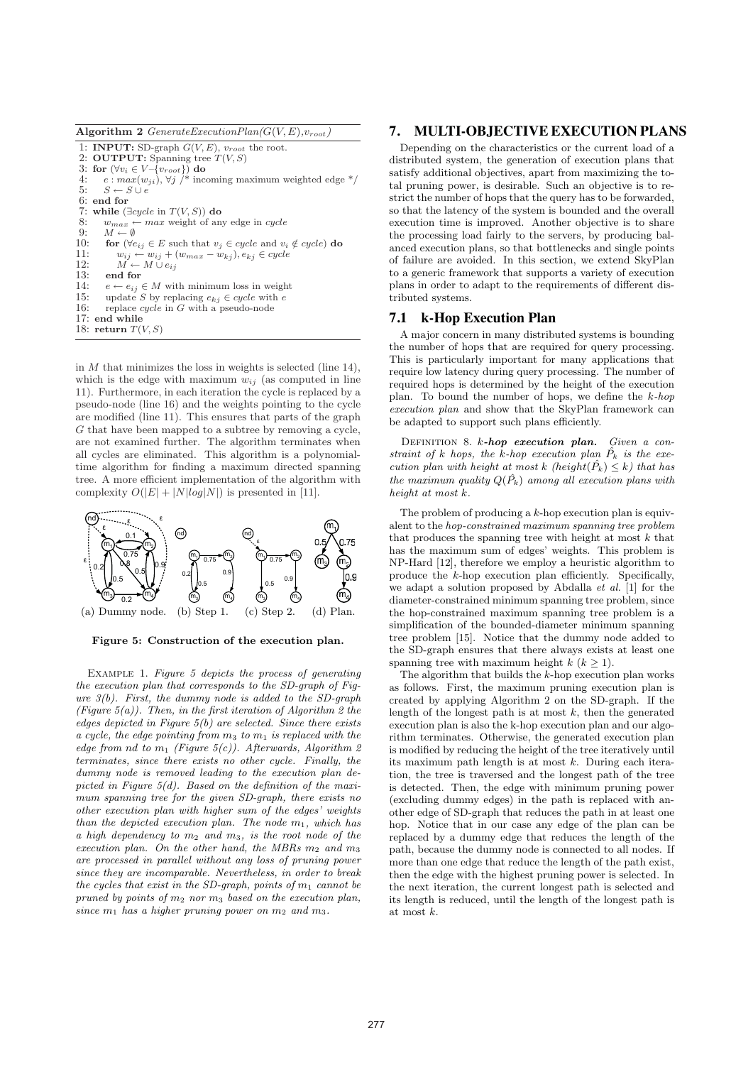**Algorithm 2** *GenerateExecutionPlan*($G(V, E)$,$v_{root}$)

```
1: INPUT: SD-graph G(V,E), v_root the root.
2: OUTPUT: Spanning tree T(V,S)
3: for (∀v_i ∈ V−{v_root}) do
4:    e : max(w_ji), ∀j /* incoming maximum weighted edge */
5:    S ← S ∪ e
6: end for
7: while (∃cycle in T(V,S)) do
8:    w_max ← max weight of any edge in cycle
9:    M ← ∅
10:   for (∀e_ij ∈ E such that v_j ∈ cycle and v_i ∉ cycle) do
11:      w_ij ← w_ij + (w_max − w_kj), e_kj ∈ cycle
12:      M ← M ∪ e_ij
13:   end for
14:   e ← e_ij ∈ M with minimum loss in weight
15:   update S by replacing e_kj ∈ cycle with e
16:   replace cycle in G with a pseudo-node
17: end while
18: return T(V,S)
```

in $M$ that minimizes the loss in weights is selected (line 14), which is the edge with maximum $w_{ij}$ (as computed in line 11). Furthermore, in each iteration the cycle is replaced by a pseudo-node (line 16) and the weights pointing to the cycle are modified (line 11). This ensures that parts of the graph $G$ that have been mapped to a subtree by removing a cycle, are not examined further. The algorithm terminates when all cycles are eliminated. This algorithm is a polynomial-time algorithm for finding a maximum directed spanning tree. A more efficient implementation of the algorithm with complexity $O(|E| + |N|log|N|)$ is presented in [11].

(a) Dummy node. (b) Step 1. (c) Step 2. (d) Plan.

**Figure 5: Construction of the execution plan.**

Example 1. *Figure 5 depicts the process of generating the execution plan that corresponds to the SD-graph of Figure 3(b). First, the dummy node is added to the SD-graph (Figure 5(a)). Then, in the first iteration of Algorithm 2 the edges depicted in Figure 5(b) are selected. Since there exists a cycle, the edge pointing from $m_3$ to $m_1$ is replaced with the edge from nd to $m_1$ (Figure 5(c)). Afterwards, Algorithm 2 terminates, since there exists no other cycle. Finally, the dummy node is removed leading to the execution plan depicted in Figure 5(d). Based on the definition of the maximum spanning tree for the given SD-graph, there exists no other execution plan with higher sum of the edges' weights than the depicted execution plan. The node $m_1$, which has a high dependency to $m_2$ and $m_3$, is the root node of the execution plan. On the other hand, the MBRs $m_2$ and $m_3$ are processed in parallel without any loss of pruning power since they are incomparable. Nevertheless, in order to break the cycles that exist in the SD-graph, points of $m_1$ cannot be pruned by points of $m_2$ nor $m_3$ based on the execution plan, since $m_1$ has a higher pruning power on $m_2$ and $m_3$.*

## 7. MULTI-OBJECTIVE EXECUTION PLANS

Depending on the characteristics or the current load of a distributed system, the generation of execution plans that satisfy additional objectives, apart from maximizing the total pruning power, is desirable. Such an objective is to restrict the number of hops that the query has to be forwarded, so that the latency of the system is bounded and the overall execution time is improved. Another objective is to share the processing load fairly to the servers, by producing balanced execution plans, so that bottlenecks and single points of failure are avoided. In this section, we extend SkyPlan to a generic framework that supports a variety of execution plans in order to adapt to the requirements of different distributed systems.

### 7.1 k-Hop Execution Plan

A major concern in many distributed systems is bounding the number of hops that are required for query processing. This is particularly important for many applications that require low latency during query processing. The number of required hops is determined by the height of the execution plan. To bound the number of hops, we define the *k-hop execution plan* and show that the SkyPlan framework can be adapted to support such plans efficiently.

Definition 8. ***k-hop execution plan.*** *Given a constraint of k hops, the k-hop execution plan $\hat{P}_k$ is the execution plan with height at most k ($height(\hat{P}_k) \leq k$) that has the maximum quality $Q(\hat{P}_k)$ among all execution plans with height at most k.*

The problem of producing a $k$-hop execution plan is equivalent to the *hop-constrained maximum spanning tree problem* that produces the spanning tree with height at most $k$ that has the maximum sum of edges' weights. This problem is NP-Hard [12], therefore we employ a heuristic algorithm to produce the $k$-hop execution plan efficiently. Specifically, we adapt a solution proposed by Abdalla *et al.* [1] for the diameter-constrained minimum spanning tree problem, since the hop-constrained maximum spanning tree problem is a simplification of the bounded-diameter minimum spanning tree problem [15]. Notice that the dummy node added to the SD-graph ensures that there always exists at least one spanning tree with maximum height $k$ ($k \geq 1$).

The algorithm that builds the $k$-hop execution plan works as follows. First, the maximum pruning execution plan is created by applying Algorithm 2 on the SD-graph. If the length of the longest path is at most $k$, then the generated execution plan is also the k-hop execution plan and our algorithm terminates. Otherwise, the generated execution plan is modified by reducing the height of the tree iteratively until its maximum path length is at most $k$. During each iteration, the tree is traversed and the longest path of the tree is detected. Then, the edge with minimum pruning power (excluding dummy edges) in the path is replaced with another edge of SD-graph that reduces the path in at least one hop. Notice that in our case any edge of the plan can be replaced by a dummy edge that reduces the length of the path, because the dummy node is connected to all nodes. If more than one edge that reduce the length of the path exist, then the edge with the highest pruning power is selected. In the next iteration, the current longest path is selected and its length is reduced, until the length of the longest path is at most $k$.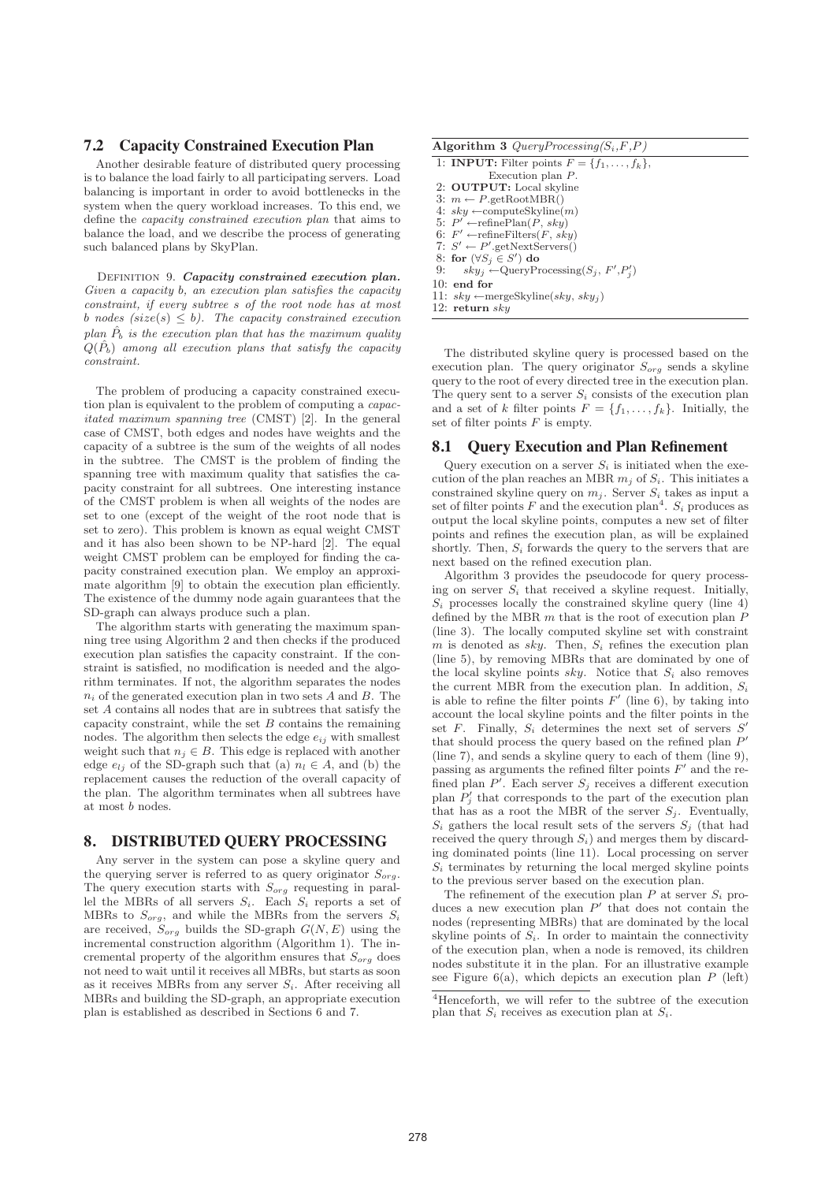## 7.2 Capacity Constrained Execution Plan

Another desirable feature of distributed query processing is to balance the load fairly to all participating servers. Load balancing is important in order to avoid bottlenecks in the system when the query workload increases. To this end, we define the *capacity constrained execution plan* that aims to balance the load, and we describe the process of generating such balanced plans by SkyPlan.

DEFINITION 9. ***Capacity constrained execution plan.*** *Given a capacity b, an execution plan satisfies the capacity constraint, if every subtree s of the root node has at most b nodes ($size(s) \leq b$). The capacity constrained execution plan $\hat{P}_b$ is the execution plan that has the maximum quality $Q(\hat{P}_b)$ among all execution plans that satisfy the capacity constraint.*

The problem of producing a capacity constrained execution plan is equivalent to the problem of computing a *capacitated maximum spanning tree* (CMST) [2]. In the general case of CMST, both edges and nodes have weights and the capacity of a subtree is the sum of the weights of all nodes in the subtree. The CMST is the problem of finding the spanning tree with maximum quality that satisfies the capacity constraint for all subtrees. One interesting instance of the CMST problem is when all weights of the nodes are set to one (except of the weight of the root node that is set to zero). This problem is known as equal weight CMST and it has also been shown to be NP-hard [2]. The equal weight CMST problem can be employed for finding the capacity constrained execution plan. We employ an approximate algorithm [9] to obtain the execution plan efficiently. The existence of the dummy node again guarantees that the SD-graph can always produce such a plan.

The algorithm starts with generating the maximum spanning tree using Algorithm 2 and then checks if the produced execution plan satisfies the capacity constraint. If the constraint is satisfied, no modification is needed and the algorithm terminates. If not, the algorithm separates the nodes $n_i$ of the generated execution plan in two sets $A$ and $B$. The set $A$ contains all nodes that are in subtrees that satisfy the capacity constraint, while the set $B$ contains the remaining nodes. The algorithm then selects the edge $e_{ij}$ with smallest weight such that $n_j \in B$. This edge is replaced with another edge $e_{lj}$ of the SD-graph such that (a) $n_l \in A$, and (b) the replacement causes the reduction of the overall capacity of the plan. The algorithm terminates when all subtrees have at most $b$ nodes.

# 8. DISTRIBUTED QUERY PROCESSING

Any server in the system can pose a skyline query and the querying server is referred to as query originator $S_{org}$. The query execution starts with $S_{org}$ requesting in parallel the MBRs of all servers $S_i$. Each $S_i$ reports a set of MBRs to $S_{org}$, and while the MBRs from the servers $S_i$ are received, $S_{org}$ builds the SD-graph $G(N, E)$ using the incremental construction algorithm (Algorithm 1). The incremental property of the algorithm ensures that $S_{org}$ does not need to wait until it receives all MBRs, but starts as soon as it receives MBRs from any server $S_i$. After receiving all MBRs and building the SD-graph, an appropriate execution plan is established as described in Sections 6 and 7.

**Algorithm 3** *QueryProcessing($S_i$,$F$,$P$)*

```
1: INPUT: Filter points F = {f_1, ..., f_k},
          Execution plan P.
2: OUTPUT: Local skyline
3: m ← P.getRootMBR()
4: sky ←computeSkyline(m)
5: P' ←refinePlan(P, sky)
6: F' ←refineFilters(F, sky)
7: S' ← P'.getNextServers()
8: for (∀S_j ∈ S') do
9:     sky_j ←QueryProcessing(S_j, F',P'_j)
10: end for
11: sky ←mergeSkyline(sky, sky_j)
12: return sky
```

The distributed skyline query is processed based on the execution plan. The query originator $S_{org}$ sends a skyline query to the root of every directed tree in the execution plan. The query sent to a server $S_i$ consists of the execution plan and a set of $k$ filter points $F = \{f_1, \ldots, f_k\}$. Initially, the set of filter points $F$ is empty.

## 8.1 Query Execution and Plan Refinement

Query execution on a server $S_i$ is initiated when the execution of the plan reaches an MBR $m_j$ of $S_i$. This initiates a constrained skyline query on $m_j$. Server $S_i$ takes as input a set of filter points $F$ and the execution plan[4]. $S_i$ produces as output the local skyline points, computes a new set of filter points and refines the execution plan, as will be explained shortly. Then, $S_i$ forwards the query to the servers that are next based on the refined execution plan.

Algorithm 3 provides the pseudocode for query processing on server $S_i$ that received a skyline request. Initially, $S_i$ processes locally the constrained skyline query (line 4) defined by the MBR $m$ that is the root of execution plan $P$ (line 3). The locally computed skyline set with constraint $m$ is denoted as $sky$. Then, $S_i$ refines the execution plan (line 5), by removing MBRs that are dominated by one of the local skyline points $sky$. Notice that $S_i$ also removes the current MBR from the execution plan. In addition, $S_i$ is able to refine the filter points $F'$ (line 6), by taking into account the local skyline points and the filter points in the set $F$. Finally, $S_i$ determines the next set of servers $S'$ that should process the query based on the refined plan $P'$ (line 7), and sends a skyline query to each of them (line 9), passing as arguments the refined filter points $F'$ and the refined plan $P'$. Each server $S_j$ receives a different execution plan $P'_j$ that corresponds to the part of the execution plan that has as a root the MBR of the server $S_j$. Eventually, $S_i$ gathers the local result sets of the servers $S_j$ (that had received the query through $S_i$) and merges them by discarding dominated points (line 11). Local processing on server $S_i$ terminates by returning the local merged skyline points to the previous server based on the execution plan.

The refinement of the execution plan $P$ at server $S_i$ produces a new execution plan $P'$ that does not contain the nodes (representing MBRs) that are dominated by the local skyline points of $S_i$. In order to maintain the connectivity of the execution plan, when a node is removed, its children nodes substitute it in the plan. For an illustrative example see Figure 6(a), which depicts an execution plan $P$ (left)

[4] Henceforth, we will refer to the subtree of the execution plan that $S_i$ receives as execution plan at $S_i$.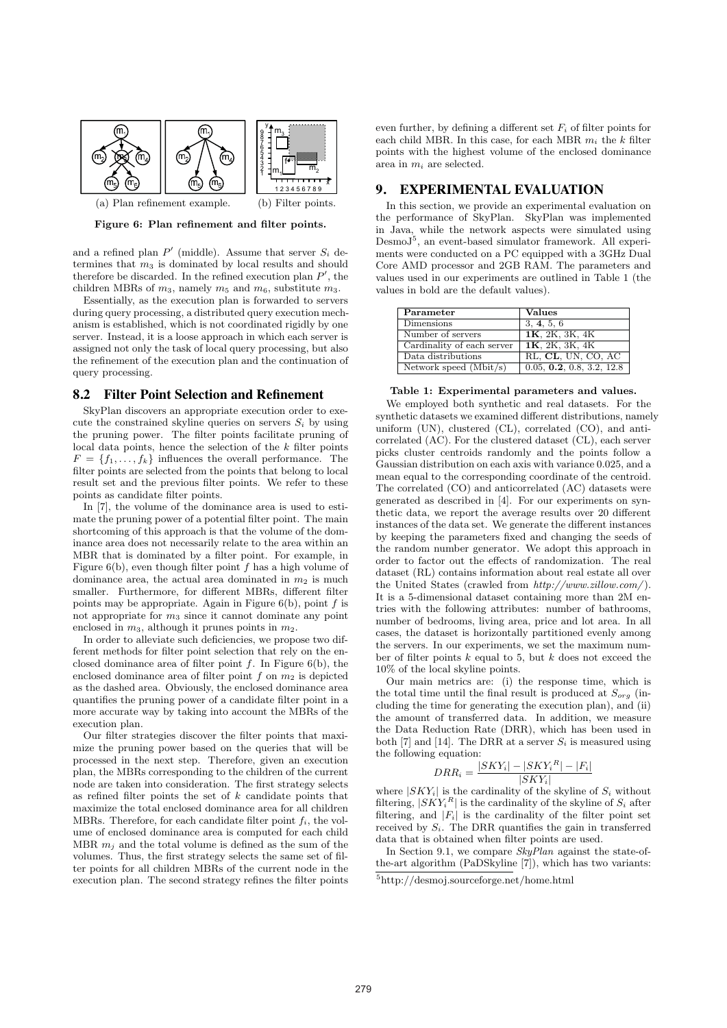(a) Plan refinement example. (b) Filter points.

**Figure 6: Plan refinement and filter points.**

and a refined plan $P'$ (middle). Assume that server $S_i$ determines that $m_3$ is dominated by local results and should therefore be discarded. In the refined execution plan $P'$, the children MBRs of $m_3$, namely $m_5$ and $m_6$, substitute $m_3$.

Essentially, as the execution plan is forwarded to servers during query processing, a distributed query execution mechanism is established, which is not coordinated rigidly by one server. Instead, it is a loose approach in which each server is assigned not only the task of local query processing, but also the refinement of the execution plan and the continuation of query processing.

## 8.2 Filter Point Selection and Refinement

SkyPlan discovers an appropriate execution order to execute the constrained skyline queries on servers $S_i$ by using the pruning power. The filter points facilitate pruning of local data points, hence the selection of the $k$ filter points $F = \{f_1, \ldots, f_k\}$ influences the overall performance. The filter points are selected from the points that belong to local result set and the previous filter points. We refer to these points as candidate filter points.

In [7], the volume of the dominance area is used to estimate the pruning power of a potential filter point. The main shortcoming of this approach is that the volume of the dominance area does not necessarily relate to the area within an MBR that is dominated by a filter point. For example, in Figure 6(b), even though filter point $f$ has a high volume of dominance area, the actual area dominated in $m_2$ is much smaller. Furthermore, for different MBRs, different filter points may be appropriate. Again in Figure 6(b), point $f$ is not appropriate for $m_3$ since it cannot dominate any point enclosed in $m_3$, although it prunes points in $m_2$.

In order to alleviate such deficiencies, we propose two different methods for filter point selection that rely on the enclosed dominance area of filter point $f$. In Figure 6(b), the enclosed dominance area of filter point $f$ on $m_2$ is depicted as the dashed area. Obviously, the enclosed dominance area quantifies the pruning power of a candidate filter point in a more accurate way by taking into account the MBRs of the execution plan.

Our filter strategies discover the filter points that maximize the pruning power based on the queries that will be processed in the next step. Therefore, given an execution plan, the MBRs corresponding to the children of the current node are taken into consideration. The first strategy selects as refined filter points the set of $k$ candidate points that maximize the total enclosed dominance area for all children MBRs. Therefore, for each candidate filter point $f_i$, the volume of enclosed dominance area is computed for each child MBR $m_j$ and the total volume is defined as the sum of the volumes. Thus, the first strategy selects the same set of filter points for all children MBRs of the current node in the execution plan. The second strategy refines the filter points even further, by defining a different set $F_i$ of filter points for each child MBR. In this case, for each MBR $m_i$ the $k$ filter points with the highest volume of the enclosed dominance area in $m_i$ are selected.

# 9. EXPERIMENTAL EVALUATION

In this section, we provide an experimental evaluation on the performance of SkyPlan. SkyPlan was implemented in Java, while the network aspects were simulated using DesmoJ[5], an event-based simulator framework. All experiments were conducted on a PC equipped with a 3GHz Dual Core AMD processor and 2GB RAM. The parameters and values used in our experiments are outlined in Table 1 (the values in bold are the default values).

| Parameter | Values |
|---|---|
| Dimensions | 3, **4**, 5, 6 |
| Number of servers | **1K**, 2K, 3K, 4K |
| Cardinality of each server | **1K**, 2K, 3K, 4K |
| Data distributions | RL, **CL**, UN, CO, AC |
| Network speed (Mbit/s) | 0.05, **0.2**, 0.8, 3.2, 12.8 |

**Table 1: Experimental parameters and values.**

We employed both synthetic and real datasets. For the synthetic datasets we examined different distributions, namely uniform (UN), clustered (CL), correlated (CO), and anticorrelated (AC). For the clustered dataset (CL), each server picks cluster centroids randomly and the points follow a Gaussian distribution on each axis with variance 0.025, and a mean equal to the corresponding coordinate of the centroid. The correlated (CO) and anticorrelated (AC) datasets were generated as described in [4]. For our experiments on synthetic data, we report the average results over 20 different instances of the data set. We generate the different instances by keeping the parameters fixed and changing the seeds of the random number generator. We adopt this approach in order to factor out the effects of randomization. The real dataset (RL) contains information about real estate all over the United States (crawled from *http://www.zillow.com/*). It is a 5-dimensional dataset containing more than 2M entries with the following attributes: number of bathrooms, number of bedrooms, living area, price and lot area. In all cases, the dataset is horizontally partitioned evenly among the servers. In our experiments, we set the maximum number of filter points $k$ equal to 5, but $k$ does not exceed the 10% of the local skyline points.

Our main metrics are: (i) the response time, which is the total time until the final result is produced at $S_{org}$ (including the time for generating the execution plan), and (ii) the amount of transferred data. In addition, we measure the Data Reduction Rate (DRR), which has been used in both [7] and [14]. The DRR at a server $S_i$ is measured using the following equation:

$$DRR_i = \frac{|SKY_i| - |SKY_i{}^R| - |F_i|}{|SKY_i|}$$

where $|SKY_i|$ is the cardinality of the skyline of $S_i$ without filtering, $|SKY_i{}^R|$ is the cardinality of the skyline of $S_i$ after filtering, and $|F_i|$ is the cardinality of the filter point set received by $S_i$. The DRR quantifies the gain in transferred data that is obtained when filter points are used.

In Section 9.1, we compare *SkyPlan* against the state-of-the-art algorithm (PaDSkyline [7]), which has two variants:

[5]http://desmoj.sourceforge.net/home.html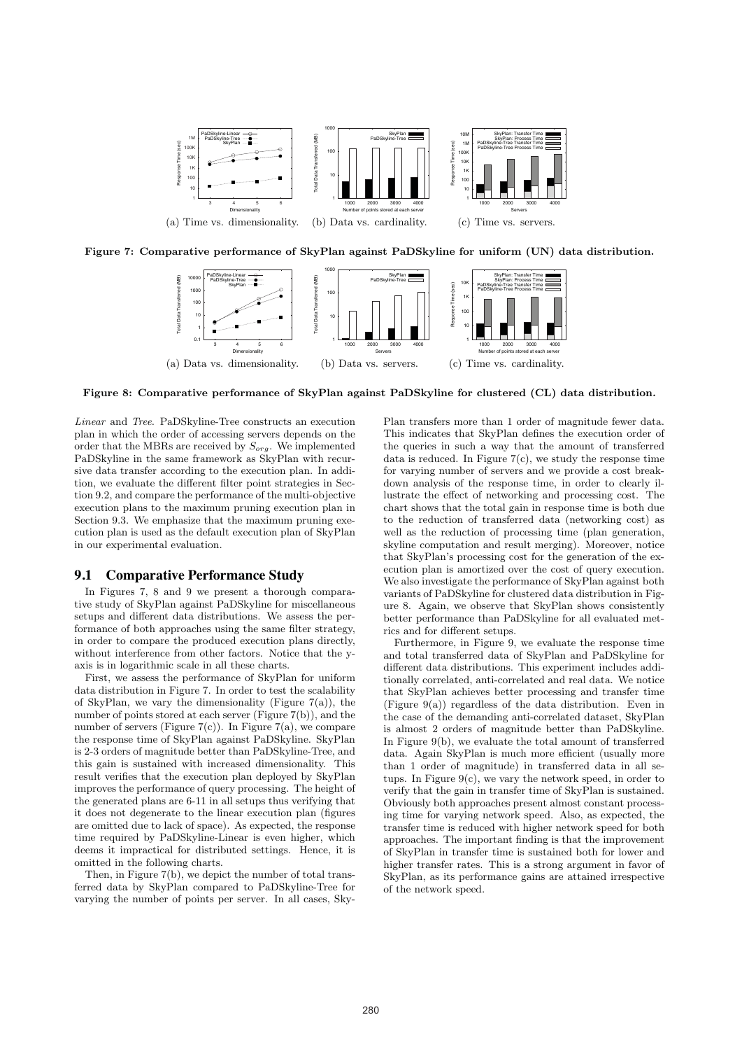(a) Time vs. dimensionality. (b) Data vs. cardinality. (c) Time vs. servers.

**Figure 7: Comparative performance of SkyPlan against PaDSkyline for uniform (UN) data distribution.**

(a) Data vs. dimensionality. (b) Data vs. servers. (c) Time vs. cardinality.

**Figure 8: Comparative performance of SkyPlan against PaDSkyline for clustered (CL) data distribution.**

*Linear* and *Tree*. PaDSkyline-Tree constructs an execution plan in which the order of accessing servers depends on the order that the MBRs are received by $S_{org}$. We implemented PaDSkyline in the same framework as SkyPlan with recursive data transfer according to the execution plan. In addition, we evaluate the different filter point strategies in Section 9.2, and compare the performance of the multi-objective execution plans to the maximum pruning execution plan in Section 9.3. We emphasize that the maximum pruning execution plan is used as the default execution plan of SkyPlan in our experimental evaluation.

## 9.1 Comparative Performance Study

In Figures 7, 8 and 9 we present a thorough comparative study of SkyPlan against PaDSkyline for miscellaneous setups and different data distributions. We assess the performance of both approaches using the same filter strategy, in order to compare the produced execution plans directly, without interference from other factors. Notice that the y-axis is in logarithmic scale in all these charts.

First, we assess the performance of SkyPlan for uniform data distribution in Figure 7. In order to test the scalability of SkyPlan, we vary the dimensionality (Figure 7(a)), the number of points stored at each server (Figure 7(b)), and the number of servers (Figure 7(c)). In Figure 7(a), we compare the response time of SkyPlan against PaDSkyline. SkyPlan is 2-3 orders of magnitude better than PaDSkyline-Tree, and this gain is sustained with increased dimensionality. This result verifies that the execution plan deployed by SkyPlan improves the performance of query processing. The height of the generated plans are 6-11 in all setups thus verifying that it does not degenerate to the linear execution plan (figures are omitted due to lack of space). As expected, the response time required by PaDSkyline-Linear is even higher, which deems it impractical for distributed settings. Hence, it is omitted in the following charts.

Then, in Figure 7(b), we depict the number of total transferred data by SkyPlan compared to PaDSkyline-Tree for varying the number of points per server. In all cases, SkyPlan transfers more than 1 order of magnitude fewer data. This indicates that SkyPlan defines the execution order of the queries in such a way that the amount of transferred data is reduced. In Figure 7(c), we study the response time for varying number of servers and we provide a cost breakdown analysis of the response time, in order to clearly illustrate the effect of networking and processing cost. The chart shows that the total gain in response time is both due to the reduction of transferred data (networking cost) as well as the reduction of processing time (plan generation, skyline computation and result merging). Moreover, notice that SkyPlan's processing cost for the generation of the execution plan is amortized over the cost of query execution. We also investigate the performance of SkyPlan against both variants of PaDSkyline for clustered data distribution in Figure 8. Again, we observe that SkyPlan shows consistently better performance than PaDSkyline for all evaluated metrics and for different setups.

Furthermore, in Figure 9, we evaluate the response time and total transferred data of SkyPlan and PaDSkyline for different data distributions. This experiment includes additionally correlated, anti-correlated and real data. We notice that SkyPlan achieves better processing and transfer time (Figure 9(a)) regardless of the data distribution. Even in the case of the demanding anti-correlated dataset, SkyPlan is almost 2 orders of magnitude better than PaDSkyline. In Figure 9(b), we evaluate the total amount of transferred data. Again SkyPlan is much more efficient (usually more than 1 order of magnitude) in transferred data in all setups. In Figure 9(c), we vary the network speed, in order to verify that the gain in transfer time of SkyPlan is sustained. Obviously both approaches present almost constant processing time for varying network speed. Also, as expected, the transfer time is reduced with higher network speed for both approaches. The important finding is that the improvement of SkyPlan in transfer time is sustained both for lower and higher transfer rates. This is a strong argument in favor of SkyPlan, as its performance gains are attained irrespective of the network speed.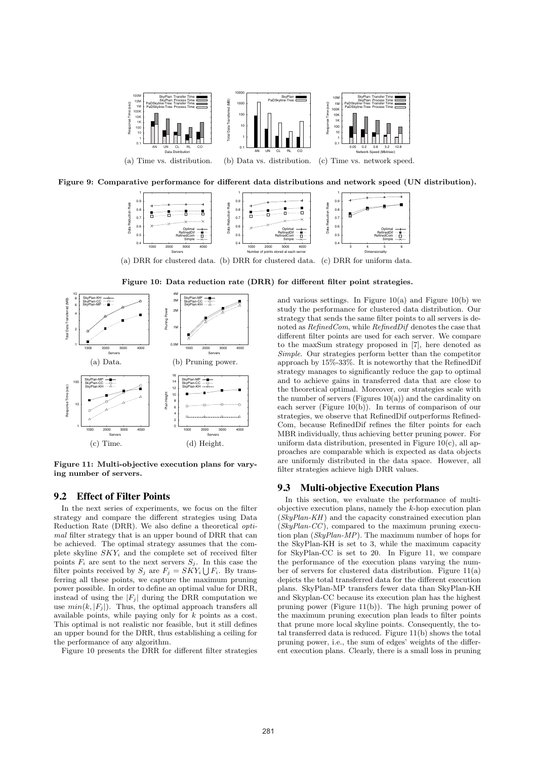(a) Time vs. distribution. (b) Data vs. distribution. (c) Time vs. network speed.

**Figure 9: Comparative performance for different data distributions and network speed (UN distribution).**

(a) DRR for clustered data. (b) DRR for clustered data. (c) DRR for uniform data.

**Figure 10: Data reduction rate (DRR) for different filter point strategies.**

(a) Data. (b) Pruning power. (c) Time. (d) Height.

**Figure 11: Multi-objective execution plans for varying number of servers.**

## 9.2 Effect of Filter Points

In the next series of experiments, we focus on the filter strategy and compare the different strategies using Data Reduction Rate (DRR). We also define a theoretical *optimal* filter strategy that is an upper bound of DRR that can be achieved. The optimal strategy assumes that the complete skyline $SKY_i$ and the complete set of received filter points $F_i$ are sent to the next servers $S_j$. In this case the filter points received by $S_j$ are $F_j = SKY_i \bigcup F_i$. By transferring all these points, we capture the maximum pruning power possible. In order to define an optimal value for DRR, instead of using the $|F_j|$ during the DRR computation we use $min(k, |F_j|)$. Thus, the optimal approach transfers all available points, while paying only for $k$ points as a cost. This optimal is not realistic nor feasible, but it still defines an upper bound for the DRR, thus establishing a ceiling for the performance of any algorithm.

Figure 10 presents the DRR for different filter strategies and various settings. In Figure 10(a) and Figure 10(b) we study the performance for clustered data distribution. Our strategy that sends the same filter points to all servers is denoted as *RefinedCom*, while *RefinedDif* denotes the case that different filter points are used for each server. We compare to the maxSum strategy proposed in [7], here denoted as *Simple*. Our strategies perform better than the competitor approach by 15%-33%. It is noteworthy that the RefinedDif strategy manages to significantly reduce the gap to optimal and to achieve gains in transferred data that are close to the theoretical optimal. Moreover, our strategies scale with the number of servers (Figures 10(a)) and the cardinality on each server (Figure 10(b)). In terms of comparison of our strategies, we observe that RefinedDif outperforms RefinedCom, because RefinedDif refines the filter points for each MBR individually, thus achieving better pruning power. For uniform data distribution, presented in Figure 10(c), all approaches are comparable which is expected as data objects are uniformly distributed in the data space. However, all filter strategies achieve high DRR values.

## 9.3 Multi-objective Execution Plans

In this section, we evaluate the performance of multi-objective execution plans, namely the $k$-hop execution plan (*SkyPlan-KH*) and the capacity constrained execution plan (*SkyPlan-CC*), compared to the maximum pruning execution plan (*SkyPlan-MP*). The maximum number of hops for the SkyPlan-KH is set to 3, while the maximum capacity for SkyPlan-CC is set to 20. In Figure 11, we compare the performance of the execution plans varying the number of servers for clustered data distribution. Figure 11(a) depicts the total transferred data for the different execution plans. SkyPlan-MP transfers fewer data than SkyPlan-KH and Skyplan-CC because its execution plan has the highest pruning power (Figure 11(b)). The high pruning power of the maximum pruning execution plan leads to filter points that prune more local skyline points. Consequently, the total transferred data is reduced. Figure 11(b) shows the total pruning power, i.e., the sum of edges' weights of the different execution plans. Clearly, there is a small loss in pruning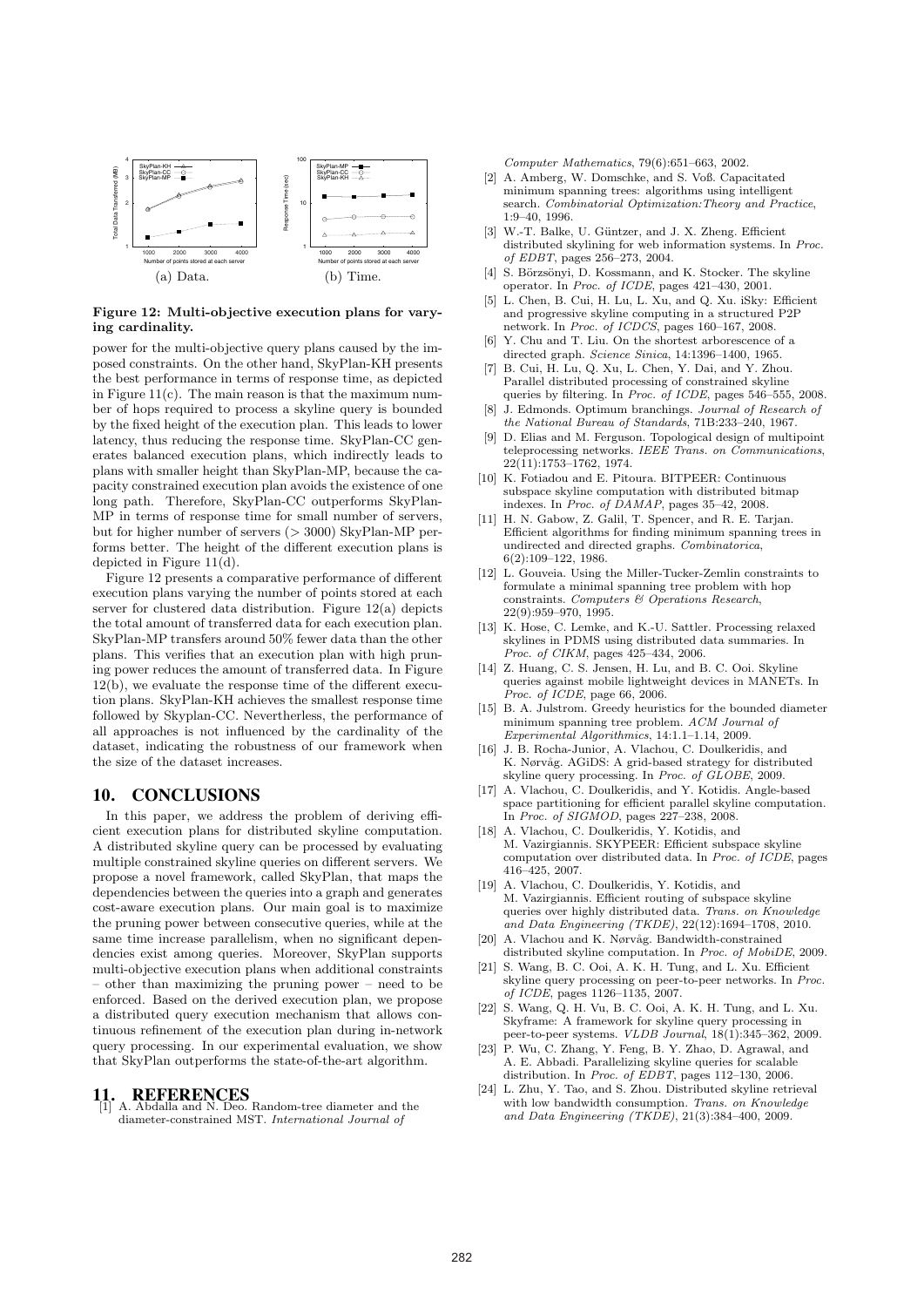(a) Data.

Total Data Transferred (MB)

SkyPlan-KH
SkyPlan-CC
SkyPlan-MP

4
3
2
1

1000 2000 3000 4000

Number of points stored at each server

(b) Time.

Response Time (sec)

SkyPlan-MP
SkyPlan-CC
SkyPlan-KH

100
10
1

1000 2000 3000 4000

Number of points stored at each server

**Figure 12: Multi-objective execution plans for varying cardinality.**

power for the multi-objective query plans caused by the imposed constraints. On the other hand, SkyPlan-KH presents the best performance in terms of response time, as depicted in Figure 11(c). The main reason is that the maximum number of hops required to process a skyline query is bounded by the fixed height of the execution plan. This leads to lower latency, thus reducing the response time. SkyPlan-CC generates balanced execution plans, which indirectly leads to plans with smaller height than SkyPlan-MP, because the capacity constrained execution plan avoids the existence of one long path. Therefore, SkyPlan-CC outperforms SkyPlan-MP in terms of response time for small number of servers, but for higher number of servers (> 3000) SkyPlan-MP performs better. The height of the different execution plans is depicted in Figure 11(d).

Figure 12 presents a comparative performance of different execution plans varying the number of points stored at each server for clustered data distribution. Figure 12(a) depicts the total amount of transferred data for each execution plan. SkyPlan-MP transfers around 50% fewer data than the other plans. This verifies that an execution plan with high pruning power reduces the amount of transferred data. In Figure 12(b), we evaluate the response time of the different execution plans. SkyPlan-KH achieves the smallest response time followed by Skyplan-CC. Nevertherless, the performance of all approaches is not influenced by the cardinality of the dataset, indicating the robustness of our framework when the size of the dataset increases.

## 10. CONCLUSIONS

In this paper, we address the problem of deriving efficient execution plans for distributed skyline computation. A distributed skyline query can be processed by evaluating multiple constrained skyline queries on different servers. We propose a novel framework, called SkyPlan, that maps the dependencies between the queries into a graph and generates cost-aware execution plans. Our main goal is to maximize the pruning power between consecutive queries, while at the same time increase parallelism, when no significant dependencies exist among queries. Moreover, SkyPlan supports multi-objective execution plans when additional constraints – other than maximizing the pruning power – need to be enforced. Based on the derived execution plan, we propose a distributed query execution mechanism that allows continuous refinement of the execution plan during in-network query processing. In our experimental evaluation, we show that SkyPlan outperforms the state-of-the-art algorithm.

## 11. REFERENCES

[1] A. Abdalla and N. Deo. Random-tree diameter and the diameter-constrained MST. *International Journal of Computer Mathematics*, 79(6):651–663, 2002.

[2] A. Amberg, W. Domschke, and S. Voß. Capacitated minimum spanning trees: algorithms using intelligent search. *Combinatorial Optimization:Theory and Practice*, 1:9–40, 1996.

[3] W.-T. Balke, U. Güntzer, and J. X. Zheng. Efficient distributed skylining for web information systems. In *Proc. of EDBT*, pages 256–273, 2004.

[4] S. Börzsönyi, D. Kossmann, and K. Stocker. The skyline operator. In *Proc. of ICDE*, pages 421–430, 2001.

[5] L. Chen, B. Cui, H. Lu, L. Xu, and Q. Xu. iSky: Efficient and progressive skyline computing in a structured P2P network. In *Proc. of ICDCS*, pages 160–167, 2008.

[6] Y. Chu and T. Liu. On the shortest arborescence of a directed graph. *Science Sinica*, 14:1396–1400, 1965.

[7] B. Cui, H. Lu, Q. Xu, L. Chen, Y. Dai, and Y. Zhou. Parallel distributed processing of constrained skyline queries by filtering. In *Proc. of ICDE*, pages 546–555, 2008.

[8] J. Edmonds. Optimum branchings. *Journal of Research of the National Bureau of Standards*, 71B:233–240, 1967.

[9] D. Elias and M. Ferguson. Topological design of multipoint teleprocessing networks. *IEEE Trans. on Communications*, 22(11):1753–1762, 1974.

[10] K. Fotiadou and E. Pitoura. BITPEER: Continuous subspace skyline computation with distributed bitmap indexes. In *Proc. of DAMAP*, pages 35–42, 2008.

[11] H. N. Gabow, Z. Galil, T. Spencer, and R. E. Tarjan. Efficient algorithms for finding minimum spanning trees in undirected and directed graphs. *Combinatorica*, 6(2):109–122, 1986.

[12] L. Gouveia. Using the Miller-Tucker-Zemlin constraints to formulate a minimal spanning tree problem with hop constraints. *Computers & Operations Research*, 22(9):959–970, 1995.

[13] K. Hose, C. Lemke, and K.-U. Sattler. Processing relaxed skylines in PDMS using distributed data summaries. In *Proc. of CIKM*, pages 425–434, 2006.

[14] Z. Huang, C. S. Jensen, H. Lu, and B. C. Ooi. Skyline queries against mobile lightweight devices in MANETs. In *Proc. of ICDE*, page 66, 2006.

[15] B. A. Julstrom. Greedy heuristics for the bounded diameter minimum spanning tree problem. *ACM Journal of Experimental Algorithmics*, 14:1.1–1.14, 2009.

[16] J. B. Rocha-Junior, A. Vlachou, C. Doulkeridis, and K. Nørvåg. AGiDS: A grid-based strategy for distributed skyline query processing. In *Proc. of GLOBE*, 2009.

[17] A. Vlachou, C. Doulkeridis, and Y. Kotidis. Angle-based space partitioning for efficient parallel skyline computation. In *Proc. of SIGMOD*, pages 227–238, 2008.

[18] A. Vlachou, C. Doulkeridis, Y. Kotidis, and M. Vazirgiannis. SKYPEER: Efficient subspace skyline computation over distributed data. In *Proc. of ICDE*, pages 416–425, 2007.

[19] A. Vlachou, C. Doulkeridis, Y. Kotidis, and M. Vazirgiannis. Efficient routing of subspace skyline queries over highly distributed data. *Trans. on Knowledge and Data Engineering (TKDE)*, 22(12):1694–1708, 2010.

[20] A. Vlachou and K. Nørvåg. Bandwidth-constrained distributed skyline computation. In *Proc. of MobiDE*, 2009.

[21] S. Wang, B. C. Ooi, A. K. H. Tung, and L. Xu. Efficient skyline query processing on peer-to-peer networks. In *Proc. of ICDE*, pages 1126–1135, 2007.

[22] S. Wang, Q. H. Vu, B. C. Ooi, A. K. H. Tung, and L. Xu. Skyframe: A framework for skyline query processing in peer-to-peer systems. *VLDB Journal*, 18(1):345–362, 2009.

[23] P. Wu, C. Zhang, Y. Feng, B. Y. Zhao, D. Agrawal, and A. E. Abbadi. Parallelizing skyline queries for scalable distribution. In *Proc. of EDBT*, pages 112–130, 2006.

[24] L. Zhu, Y. Tao, and S. Zhou. Distributed skyline retrieval with low bandwidth consumption. *Trans. on Knowledge and Data Engineering (TKDE)*, 21(3):384–400, 2009.